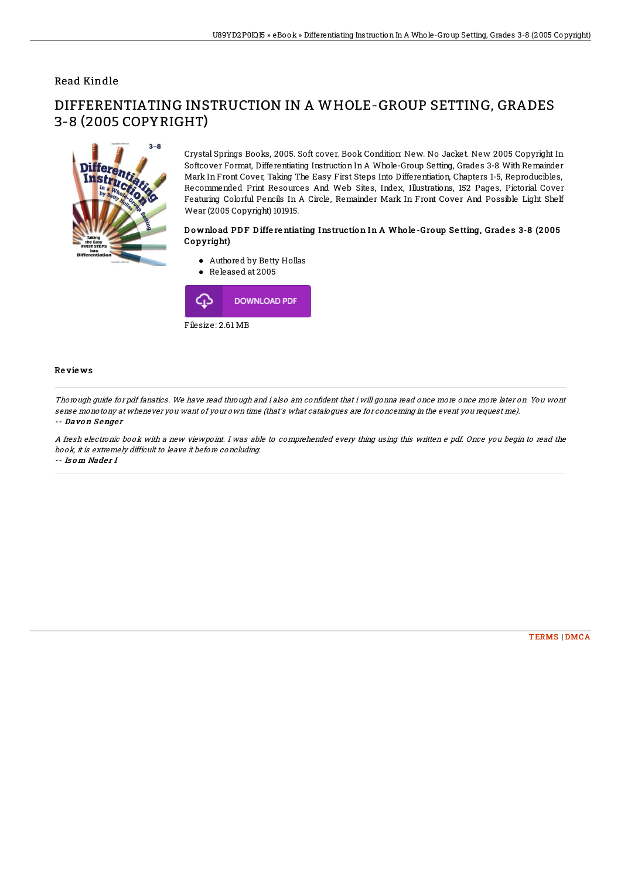Read Kindle

# DIFFERENTIATING INSTRUCTION IN A WHOLE-GROUP SETTING, GRADES 3-8 (2005 COPYRIGHT)

Crystal Springs Books, 2005. Soft cover. Book Condition: New. No Jacket. New 2005 Copyright In Softcover Format, Differentiating Instruction In A Whole-Group Setting, Grades 3-8 With Remainder Mark In Front Cover, Taking The Easy First Steps Into Differentiation, Chapters 1-5, Reproducibles, Recommended Print Resources And Web Sites, Index, Illustrations, 152 Pages, Pictorial Cover Featuring Colorful Pencils In A Circle, Remainder Mark In Front Cover And Possible Light Shelf Wear (2005 Copyright) 101915.

### Download PDF Differentiating Instruction In A Whole-Group Setting, Grades 3-8 (2005 Copyright)

- Authored by Betty Hollas
- Released at 2005

DOWNLOAD PDF

Filesize: 2.61 MB

## Reviews

*Thorough guide for pdf fanatics. We have read through and i also am confident that i will gonna read once more once more later on. You wont sense monotony at whenever you want of your own time (that's what catalogues are for concerning in the event you request me).*

*-- Davon Senger*

*A fresh electronic book with a new viewpoint. I was able to comprehended every thing using this written e pdf. Once you begin to read the book, it is extremely difficult to leave it before concluding.*

*-- Isom Nader I*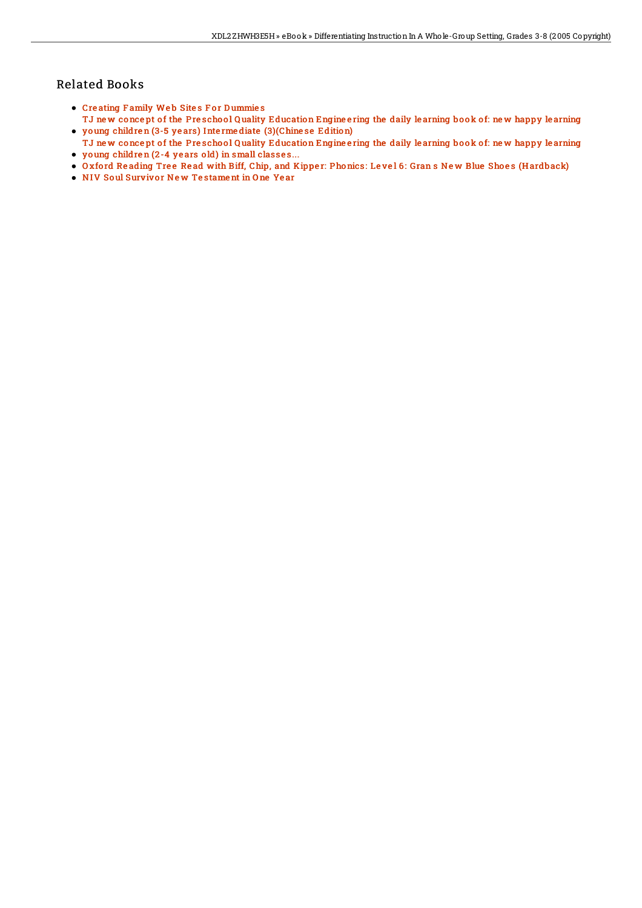## Related Books

- Creating Family Web Sites For Dummies
- TJ new concept of the Preschool Quality Education Engineering the daily learning book of: new happy learning young children (3-5 years) Intermediate (3)(Chinese Edition)
- TJ new concept of the Preschool Quality Education Engineering the daily learning book of: new happy learning young children (2-4 years old) in small classes...
- Oxford Reading Tree Read with Biff, Chip, and Kipper: Phonics: Level 6: Gran s New Blue Shoes (Hardback)
- NIV Soul Survivor New Testament in One Year